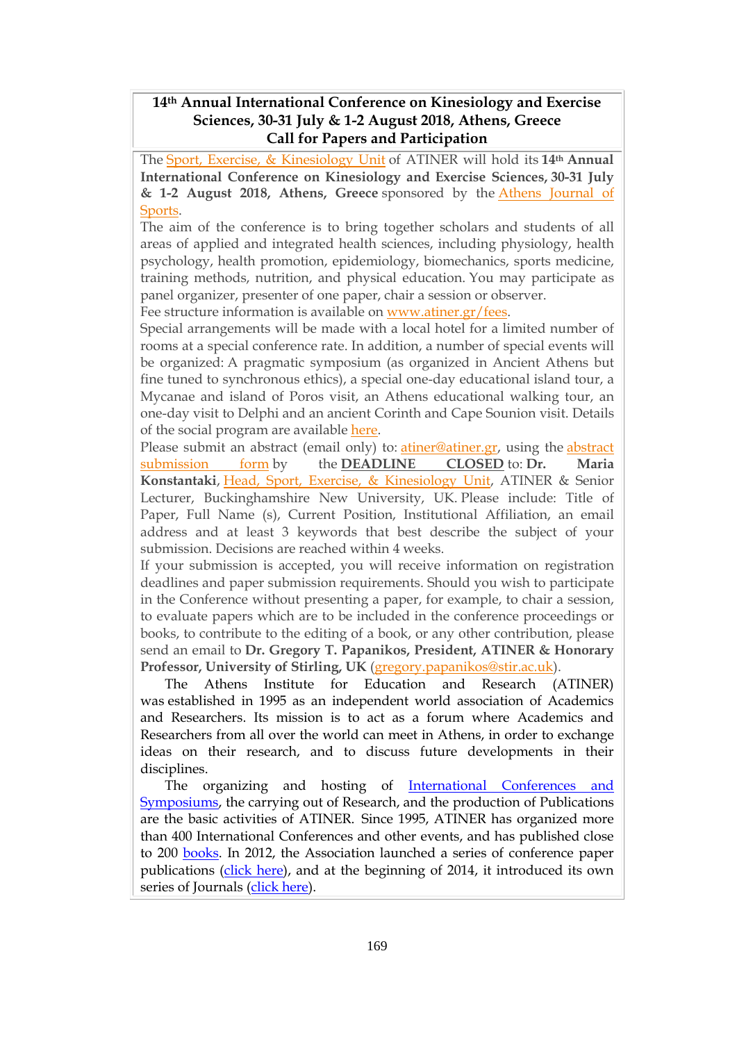# 14th Annual International Conference on Kinesiology and Exercise Sciences, 30-31 July & 1-2 August 2018, Athens, Greece Call for Papers and Participation

The Sport, Exercise, & Kinesiology Unit of ATINER will hold its **14th Annual International Conference on Kinesiology and Exercise Sciences, 30-31 July & 1-2 August 2018, Athens, Greece** sponsored by the Athens Journal of Sports.

The aim of the conference is to bring together scholars and students of all areas of applied and integrated health sciences, including physiology, health psychology, health promotion, epidemiology, biomechanics, sports medicine, training methods, nutrition, and physical education. You may participate as panel organizer, presenter of one paper, chair a session or observer.

Fee structure information is available on www.atiner.gr/fees.

Special arrangements will be made with a local hotel for a limited number of rooms at a special conference rate. In addition, a number of special events will be organized: A pragmatic symposium (as organized in Ancient Athens but fine tuned to synchronous ethics), a special one-day educational island tour, a Mycanae and island of Poros visit, an Athens educational walking tour, an one-day visit to Delphi and an ancient Corinth and Cape Sounion visit. Details of the social program are available here.

Please submit an abstract (email only) to: atiner@atiner.gr, using the abstract submission form by the **DEADLINE CLOSED** to: **Dr. Maria Konstantaki**, Head, Sport, Exercise, & Kinesiology Unit, ATINER & Senior Lecturer, Buckinghamshire New University, UK. Please include: Title of Paper, Full Name (s), Current Position, Institutional Affiliation, an email address and at least 3 keywords that best describe the subject of your submission. Decisions are reached within 4 weeks.

If your submission is accepted, you will receive information on registration deadlines and paper submission requirements. Should you wish to participate in the Conference without presenting a paper, for example, to chair a session, to evaluate papers which are to be included in the conference proceedings or books, to contribute to the editing of a book, or any other contribution, please send an email to **Dr. Gregory T. Papanikos, President, ATINER & Honorary Professor, University of Stirling, UK** (gregory.papanikos@stir.ac.uk).

The Athens Institute for Education and Research (ATINER) was established in 1995 as an independent world association of Academics and Researchers. Its mission is to act as a forum where Academics and Researchers from all over the world can meet in Athens, in order to exchange ideas on their research, and to discuss future developments in their disciplines.

The organizing and hosting of International Conferences and Symposiums, the carrying out of Research, and the production of Publications are the basic activities of ATINER. Since 1995, ATINER has organized more than 400 International Conferences and other events, and has published close to 200 books. In 2012, the Association launched a series of conference paper publications (click here), and at the beginning of 2014, it introduced its own series of Journals (click here).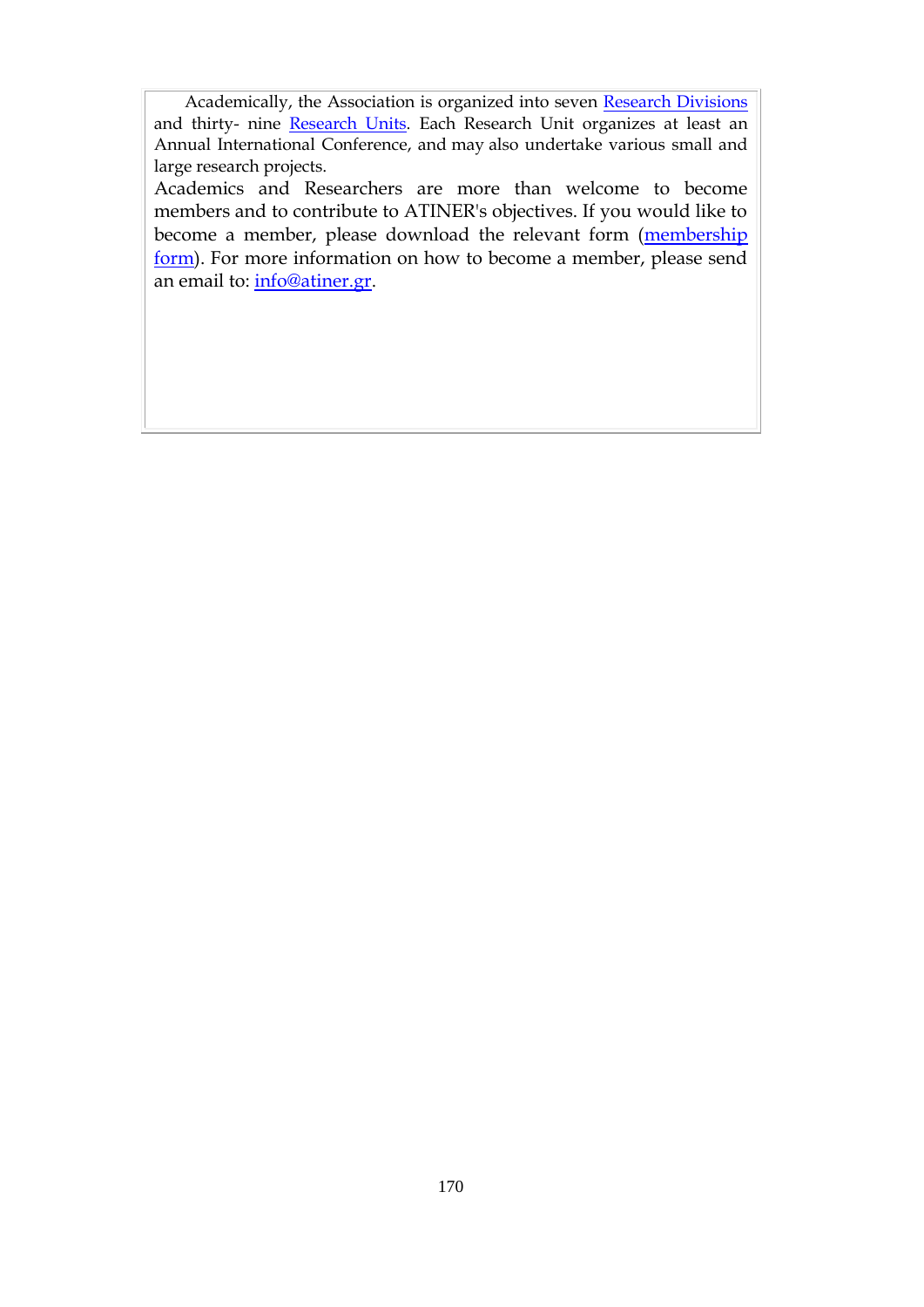Academically, the Association is organized into seven Research Divisions and thirty- nine Research Units. Each Research Unit organizes at least an Annual International Conference, and may also undertake various small and large research projects.

Academics and Researchers are more than welcome to become members and to contribute to ATINER's objectives. If you would like to become a member, please download the relevant form (membership form). For more information on how to become a member, please send an email to: info@atiner.gr.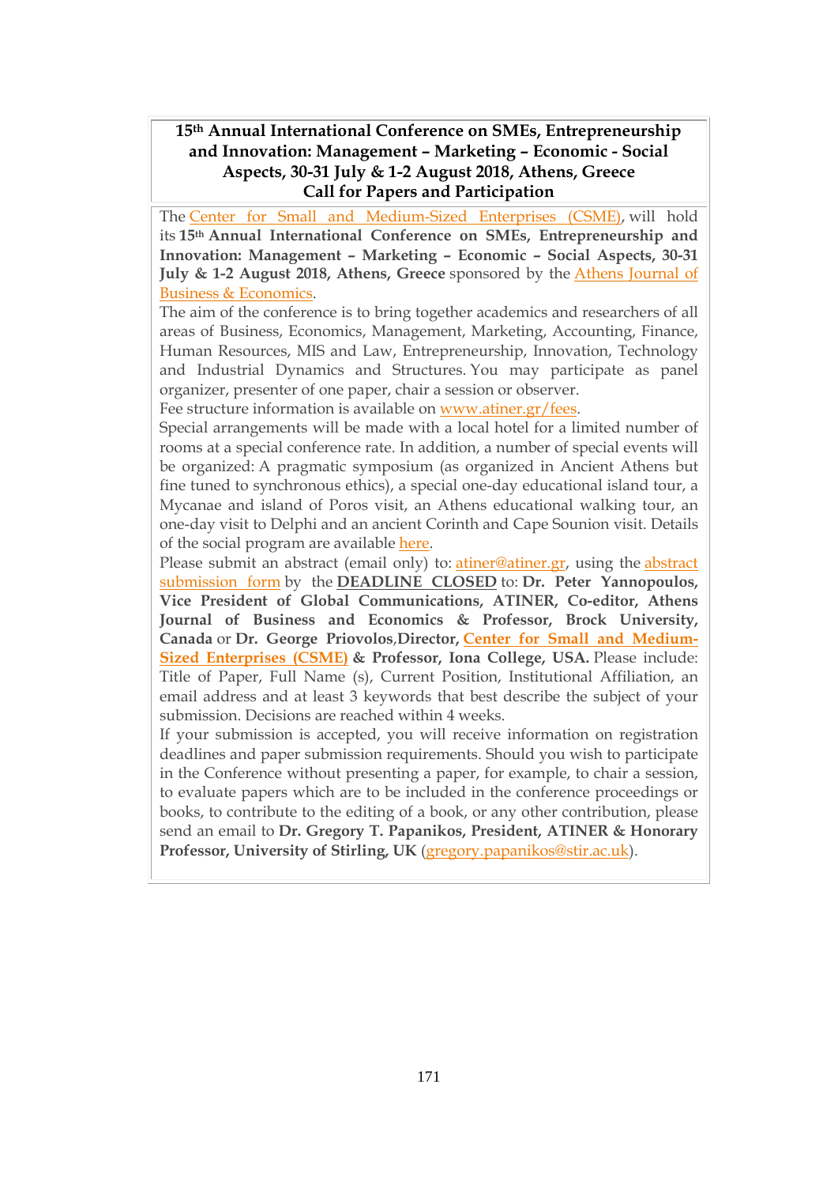## 15th Annual International Conference on SMEs, Entrepreneurship and Innovation: Management – Marketing – Economic - Social Aspects, 30-31 July & 1-2 August 2018, Athens, Greece
## Call for Papers and Participation

The Center for Small and Medium-Sized Enterprises (CSME), will hold its **15th Annual International Conference on SMEs, Entrepreneurship and Innovation: Management – Marketing – Economic – Social Aspects, 30-31 July & 1-2 August 2018, Athens, Greece** sponsored by the Athens Journal of Business & Economics.

The aim of the conference is to bring together academics and researchers of all areas of Business, Economics, Management, Marketing, Accounting, Finance, Human Resources, MIS and Law, Entrepreneurship, Innovation, Technology and Industrial Dynamics and Structures. You may participate as panel organizer, presenter of one paper, chair a session or observer.

Fee structure information is available on www.atiner.gr/fees.

Special arrangements will be made with a local hotel for a limited number of rooms at a special conference rate. In addition, a number of special events will be organized: A pragmatic symposium (as organized in Ancient Athens but fine tuned to synchronous ethics), a special one-day educational island tour, a Mycanae and island of Poros visit, an Athens educational walking tour, an one-day visit to Delphi and an ancient Corinth and Cape Sounion visit. Details of the social program are available here.

Please submit an abstract (email only) to: atiner@atiner.gr, using the abstract submission form by the **DEADLINE CLOSED** to: **Dr. Peter Yannopoulos, Vice President of Global Communications, ATINER, Co-editor, Athens Journal of Business and Economics & Professor, Brock University, Canada** or **Dr. George Priovolos,Director, Center for Small and Medium-Sized Enterprises (CSME) & Professor, Iona College, USA.** Please include: Title of Paper, Full Name (s), Current Position, Institutional Affiliation, an email address and at least 3 keywords that best describe the subject of your submission. Decisions are reached within 4 weeks.

If your submission is accepted, you will receive information on registration deadlines and paper submission requirements. Should you wish to participate in the Conference without presenting a paper, for example, to chair a session, to evaluate papers which are to be included in the conference proceedings or books, to contribute to the editing of a book, or any other contribution, please send an email to **Dr. Gregory T. Papanikos, President, ATINER & Honorary Professor, University of Stirling, UK** (gregory.papanikos@stir.ac.uk).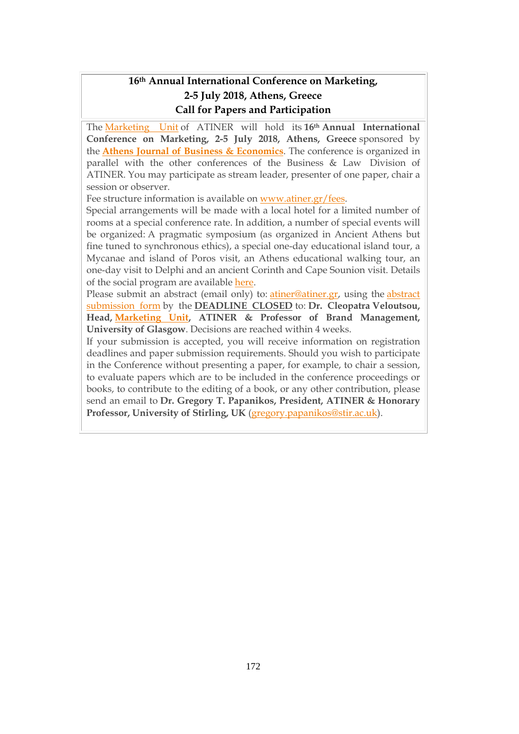## 16th Annual International Conference on Marketing, 2-5 July 2018, Athens, Greece
## Call for Papers and Participation

The Marketing Unit of ATINER will hold its **16th Annual International Conference on Marketing, 2-5 July 2018, Athens, Greece** sponsored by the **Athens Journal of Business & Economics**. The conference is organized in parallel with the other conferences of the Business & Law Division of ATINER. You may participate as stream leader, presenter of one paper, chair a session or observer.

Fee structure information is available on www.atiner.gr/fees.

Special arrangements will be made with a local hotel for a limited number of rooms at a special conference rate. In addition, a number of special events will be organized: A pragmatic symposium (as organized in Ancient Athens but fine tuned to synchronous ethics), a special one-day educational island tour, a Mycanae and island of Poros visit, an Athens educational walking tour, an one-day visit to Delphi and an ancient Corinth and Cape Sounion visit. Details of the social program are available here.

Please submit an abstract (email only) to: atiner@atiner.gr, using the abstract submission form by the **DEADLINE CLOSED** to: **Dr. Cleopatra Veloutsou, Head, Marketing Unit, ATINER & Professor of Brand Management, University of Glasgow**. Decisions are reached within 4 weeks.

If your submission is accepted, you will receive information on registration deadlines and paper submission requirements. Should you wish to participate in the Conference without presenting a paper, for example, to chair a session, to evaluate papers which are to be included in the conference proceedings or books, to contribute to the editing of a book, or any other contribution, please send an email to **Dr. Gregory T. Papanikos, President, ATINER & Honorary Professor, University of Stirling, UK** (gregory.papanikos@stir.ac.uk).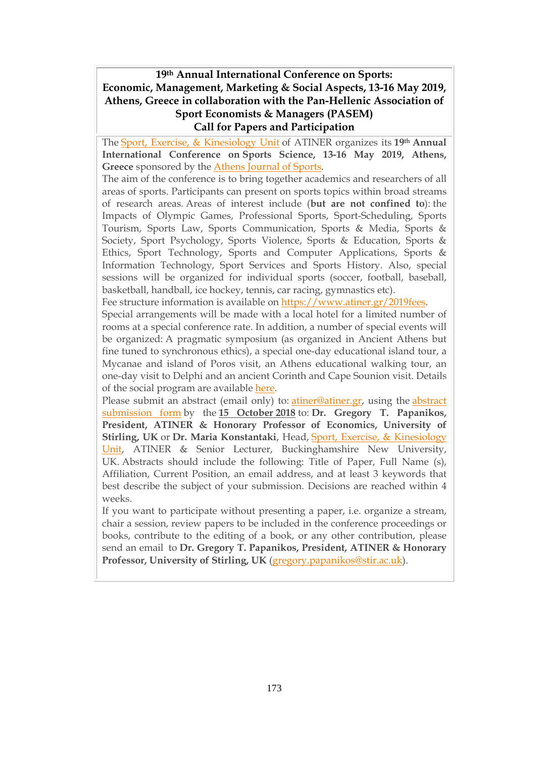# 19th Annual International Conference on Sports: Economic, Management, Marketing & Social Aspects, 13-16 May 2019, Athens, Greece in collaboration with the Pan-Hellenic Association of Sport Economists & Managers (PASEM)
## Call for Papers and Participation

The Sport, Exercise, & Kinesiology Unit of ATINER organizes its **19th Annual International Conference on Sports Science, 13-16 May 2019, Athens, Greece** sponsored by the Athens Journal of Sports.

The aim of the conference is to bring together academics and researchers of all areas of sports. Participants can present on sports topics within broad streams of research areas. Areas of interest include (**but are not confined to**): the Impacts of Olympic Games, Professional Sports, Sport-Scheduling, Sports Tourism, Sports Law, Sports Communication, Sports & Media, Sports & Society, Sport Psychology, Sports Violence, Sports & Education, Sports & Ethics, Sport Technology, Sports and Computer Applications, Sports & Information Technology, Sport Services and Sports History. Also, special sessions will be organized for individual sports (soccer, football, baseball, basketball, handball, ice hockey, tennis, car racing, gymnastics etc).

Fee structure information is available on https://www.atiner.gr/2019fees.

Special arrangements will be made with a local hotel for a limited number of rooms at a special conference rate. In addition, a number of special events will be organized: A pragmatic symposium (as organized in Ancient Athens but fine tuned to synchronous ethics), a special one-day educational island tour, a Mycanae and island of Poros visit, an Athens educational walking tour, an one-day visit to Delphi and an ancient Corinth and Cape Sounion visit. Details of the social program are available here.

Please submit an abstract (email only) to: atiner@atiner.gr, using the abstract submission form by the **15 October 2018** to: **Dr. Gregory T. Papanikos, President, ATINER & Honorary Professor of Economics, University of Stirling, UK** or **Dr. Maria Konstantaki**, Head, Sport, Exercise, & Kinesiology Unit, ATINER & Senior Lecturer, Buckinghamshire New University, UK. Abstracts should include the following: Title of Paper, Full Name (s), Affiliation, Current Position, an email address, and at least 3 keywords that best describe the subject of your submission. Decisions are reached within 4 weeks.

If you want to participate without presenting a paper, i.e. organize a stream, chair a session, review papers to be included in the conference proceedings or books, contribute to the editing of a book, or any other contribution, please send an email to **Dr. Gregory T. Papanikos, President, ATINER & Honorary Professor, University of Stirling, UK** (gregory.papanikos@stir.ac.uk).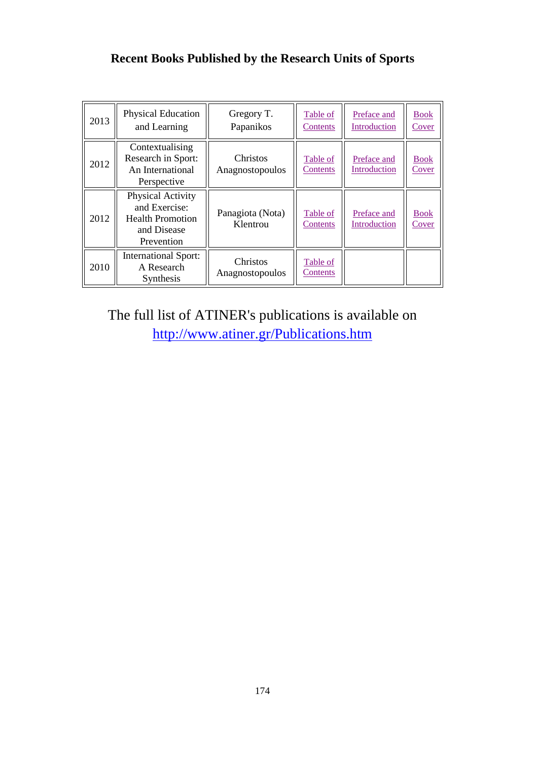### Recent Books Published by the Research Units of Sports

| | | | | | |
|---|---|---|---|---|---|
| 2013 | Physical Education and Learning | Gregory T. Papanikos | Table of Contents | Preface and Introduction | Book Cover |
| 2012 | Contextualising Research in Sport: An International Perspective | Christos Anagnostopoulos | Table of Contents | Preface and Introduction | Book Cover |
| 2012 | Physical Activity and Exercise: Health Promotion and Disease Prevention | Panagiota (Nota) Klentrou | Table of Contents | Preface and Introduction | Book Cover |
| 2010 | International Sport: A Research Synthesis | Christos Anagnostopoulos | Table of Contents | | |

The full list of ATINER's publications is available on http://www.atiner.gr/Publications.htm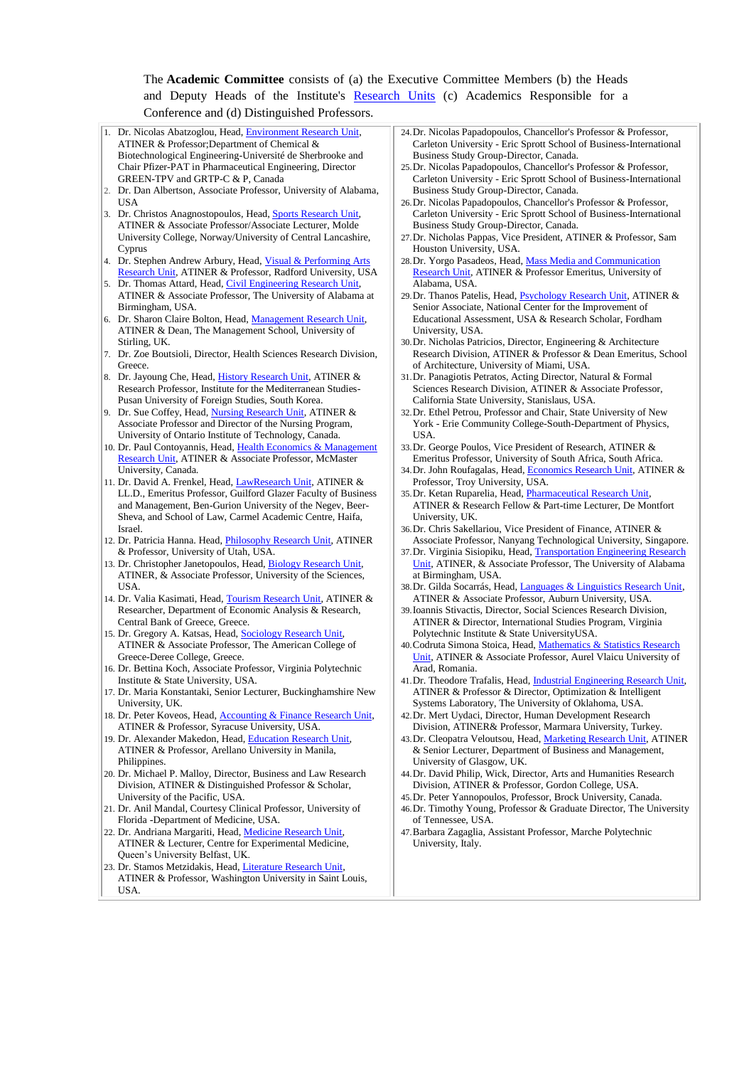The **Academic Committee** consists of (a) the Executive Committee Members (b) the Heads and Deputy Heads of the Institute's Research Units (c) Academics Responsible for a Conference and (d) Distinguished Professors.

1. Dr. Nicolas Abatzoglou, Head, Environment Research Unit, ATINER & Professor;Department of Chemical & Biotechnological Engineering-Université de Sherbrooke and Chair Pfizer-PAT in Pharmaceutical Engineering, Director GREEN-TPV and GRTP-C & P, Canada
2. Dr. Dan Albertson, Associate Professor, University of Alabama, USA
3. Dr. Christos Anagnostopoulos, Head, Sports Research Unit, ATINER & Associate Professor/Associate Lecturer, Molde University College, Norway/University of Central Lancashire, Cyprus
4. Dr. Stephen Andrew Arbury, Head, Visual & Performing Arts Research Unit, ATINER & Professor, Radford University, USA
5. Dr. Thomas Attard, Head, Civil Engineering Research Unit, ATINER & Associate Professor, The University of Alabama at Birmingham, USA.
6. Dr. Sharon Claire Bolton, Head, Management Research Unit, ATINER & Dean, The Management School, University of Stirling, UK.
7. Dr. Zoe Boutsioli, Director, Health Sciences Research Division, Greece.
8. Dr. Jayoung Che, Head, History Research Unit, ATINER & Research Professor, Institute for the Mediterranean Studies-Pusan University of Foreign Studies, South Korea.
9. Dr. Sue Coffey, Head, Nursing Research Unit, ATINER & Associate Professor and Director of the Nursing Program, University of Ontario Institute of Technology, Canada.
10. Dr. Paul Contoyannis, Head, Health Economics & Management Research Unit, ATINER & Associate Professor, McMaster University, Canada.
11. Dr. David A. Frenkel, Head, LawResearch Unit, ATINER & LL.D., Emeritus Professor, Guilford Glazer Faculty of Business and Management, Ben-Gurion University of the Negev, Beer-Sheva, and School of Law, Carmel Academic Centre, Haifa, Israel.
12. Dr. Patricia Hanna. Head, Philosophy Research Unit, ATINER & Professor, University of Utah, USA.
13. Dr. Christopher Janetopoulos, Head, Biology Research Unit, ATINER, & Associate Professor, University of the Sciences, USA.
14. Dr. Valia Kasimati, Head, Tourism Research Unit, ATINER & Researcher, Department of Economic Analysis & Research, Central Bank of Greece, Greece.
15. Dr. Gregory A. Katsas, Head, Sociology Research Unit, ATINER & Associate Professor, The American College of Greece-Deree College, Greece.
16. Dr. Bettina Koch, Associate Professor, Virginia Polytechnic Institute & State University, USA.
17. Dr. Maria Konstantaki, Senior Lecturer, Buckinghamshire New University, UK.
18. Dr. Peter Koveos, Head, Accounting & Finance Research Unit, ATINER & Professor, Syracuse University, USA.
19. Dr. Alexander Makedon, Head, Education Research Unit, ATINER & Professor, Arellano University in Manila, Philippines.
20. Dr. Michael P. Malloy, Director, Business and Law Research Division, ATINER & Distinguished Professor & Scholar, University of the Pacific, USA.
21. Dr. Anil Mandal, Courtesy Clinical Professor, University of Florida -Department of Medicine, USA.
22. Dr. Andriana Margariti, Head, Medicine Research Unit, ATINER & Lecturer, Centre for Experimental Medicine, Queen's University Belfast, UK.
23. Dr. Stamos Metzidakis, Head, Literature Research Unit, ATINER & Professor, Washington University in Saint Louis, USA.
24. Dr. Nicolas Papadopoulos, Chancellor's Professor & Professor, Carleton University - Eric Sprott School of Business-International Business Study Group-Director, Canada.
25. Dr. Nicolas Papadopoulos, Chancellor's Professor & Professor, Carleton University - Eric Sprott School of Business-International Business Study Group-Director, Canada.
26. Dr. Nicolas Papadopoulos, Chancellor's Professor & Professor, Carleton University - Eric Sprott School of Business-International Business Study Group-Director, Canada.
27. Dr. Nicholas Pappas, Vice President, ATINER & Professor, Sam Houston University, USA.
28. Dr. Yorgo Pasadeos, Head, Mass Media and Communication Research Unit, ATINER & Professor Emeritus, University of Alabama, USA.
29. Dr. Thanos Patelis, Head, Psychology Research Unit, ATINER & Senior Associate, National Center for the Improvement of Educational Assessment, USA & Research Scholar, Fordham University, USA.
30. Dr. Nicholas Patricios, Director, Engineering & Architecture Research Division, ATINER & Professor & Dean Emeritus, School of Architecture, University of Miami, USA.
31. Dr. Panagiotis Petratos, Acting Director, Natural & Formal Sciences Research Division, ATINER & Associate Professor, California State University, Stanislaus, USA.
32. Dr. Ethel Petrou, Professor and Chair, State University of New York - Erie Community College-South-Department of Physics, USA.
33. Dr. George Poulos, Vice President of Research, ATINER & Emeritus Professor, University of South Africa, South Africa.
34. Dr. John Roufagalas, Head, Economics Research Unit, ATINER & Professor, Troy University, USA.
35. Dr. Ketan Ruparelia, Head, Pharmaceutical Research Unit, ATINER & Research Fellow & Part-time Lecturer, De Montfort University, UK.
36. Dr. Chris Sakellariou, Vice President of Finance, ATINER & Associate Professor, Nanyang Technological University, Singapore.
37. Dr. Virginia Sisiopiku, Head, Transportation Engineering Research Unit, ATINER, & Associate Professor, The University of Alabama at Birmingham, USA.
38. Dr. Gilda Socarrás, Head, Languages & Linguistics Research Unit, ATINER & Associate Professor, Auburn University, USA.
39. Ioannis Stivactis, Director, Social Sciences Research Division, ATINER & Director, International Studies Program, Virginia Polytechnic Institute & State UniversityUSA.
40. Codruta Simona Stoica, Head, Mathematics & Statistics Research Unit, ATINER & Associate Professor, Aurel Vlaicu University of Arad, Romania.
41. Dr. Theodore Trafalis, Head, Industrial Engineering Research Unit, ATINER & Professor & Director, Optimization & Intelligent Systems Laboratory, The University of Oklahoma, USA.
42. Dr. Mert Uydaci, Director, Human Development Research Division, ATINER& Professor, Marmara University, Turkey.
43. Dr. Cleopatra Veloutsou, Head, Marketing Research Unit, ATINER & Senior Lecturer, Department of Business and Management, University of Glasgow, UK.
44. Dr. David Philip, Wick, Director, Arts and Humanities Research Division, ATINER & Professor, Gordon College, USA.
45. Dr. Peter Yannopoulos, Professor, Brock University, Canada.
46. Dr. Timothy Young, Professor & Graduate Director, The University of Tennessee, USA.
47. Barbara Zagaglia, Assistant Professor, Marche Polytechnic University, Italy.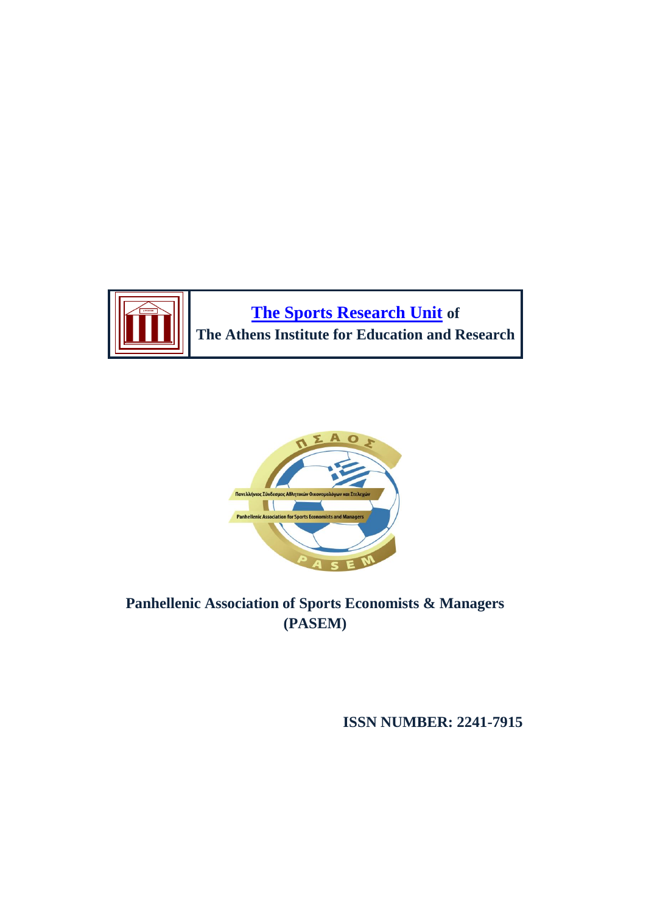**[The Sports Research Unit](#) of**
**The Athens Institute for Education and Research**

Πανελλήνιος Σύνδεσμος Αθλητικών Οικονομολόγων και Στελεχών

Panhellenic Association for Sports Economists and Managers

**Panhellenic Association of Sports Economists & Managers (PASEM)**

**ISSN NUMBER: 2241-7915**